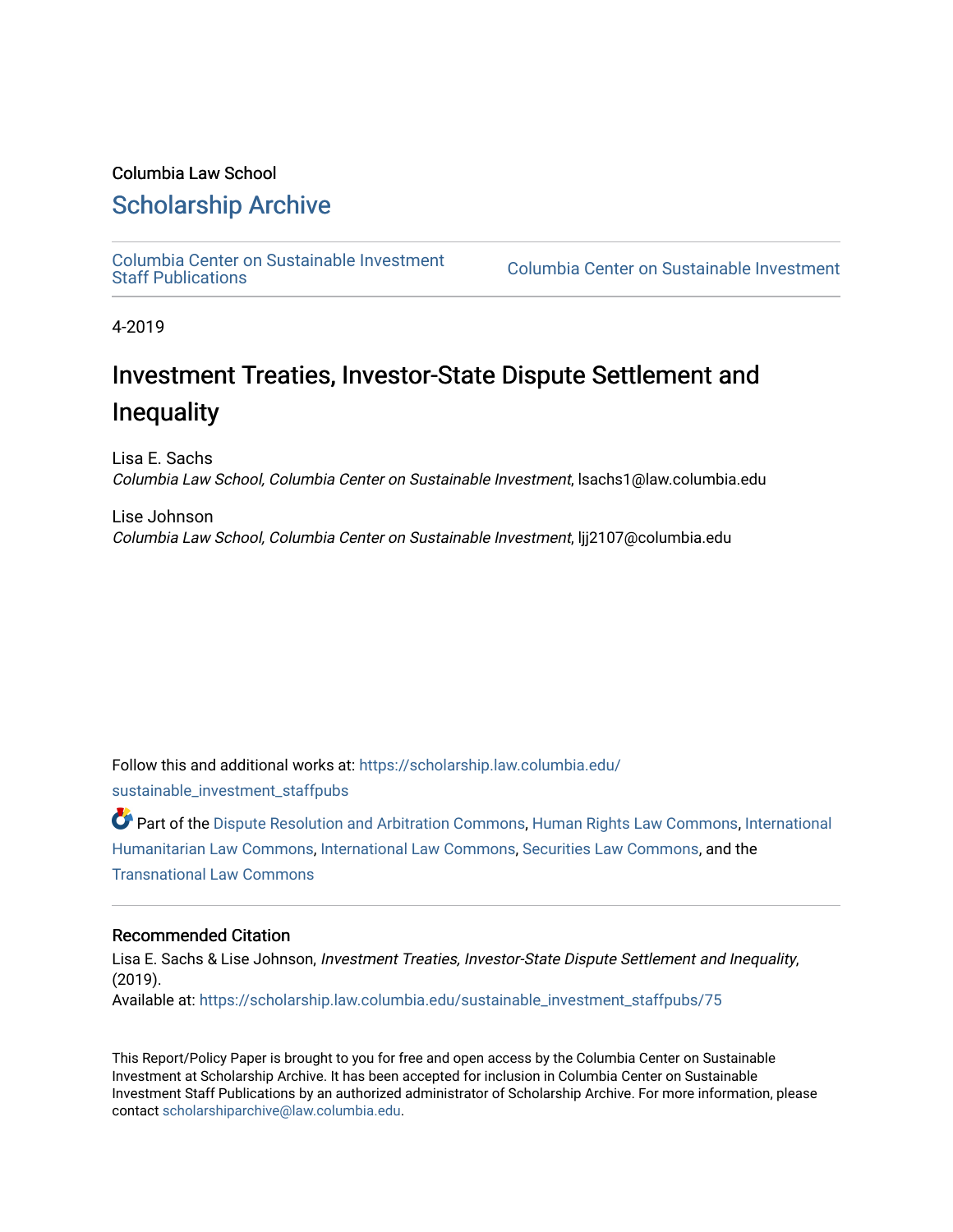Columbia Law School

# Scholarship Archive

Columbia Center on Sustainable Investment Staff Publications

Columbia Center on Sustainable Investment

4-2019

# Investment Treaties, Investor-State Dispute Settlement and Inequality

Lisa E. Sachs
*Columbia Law School, Columbia Center on Sustainable Investment*, lsachs1@law.columbia.edu

Lise Johnson
*Columbia Law School, Columbia Center on Sustainable Investment*, ljj2107@columbia.edu

Follow this and additional works at: https://scholarship.law.columbia.edu/sustainable_investment_staffpubs

Part of the Dispute Resolution and Arbitration Commons, Human Rights Law Commons, International Humanitarian Law Commons, International Law Commons, Securities Law Commons, and the Transnational Law Commons

## Recommended Citation

Lisa E. Sachs & Lise Johnson, *Investment Treaties, Investor-State Dispute Settlement and Inequality*, (2019).
Available at: https://scholarship.law.columbia.edu/sustainable_investment_staffpubs/75

This Report/Policy Paper is brought to you for free and open access by the Columbia Center on Sustainable Investment at Scholarship Archive. It has been accepted for inclusion in Columbia Center on Sustainable Investment Staff Publications by an authorized administrator of Scholarship Archive. For more information, please contact scholarshiparchive@law.columbia.edu.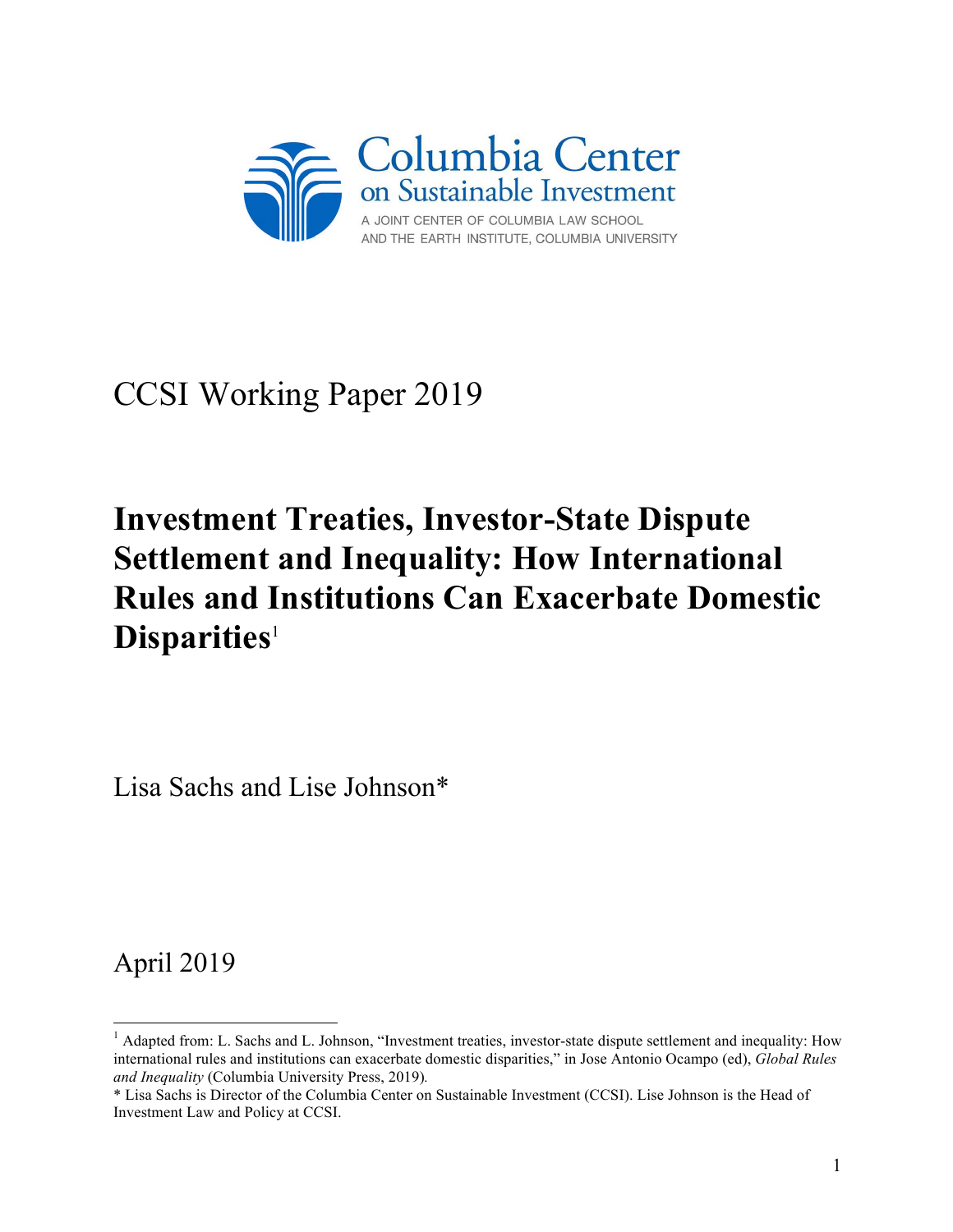Columbia Center on Sustainable Investment

A JOINT CENTER OF COLUMBIA LAW SCHOOL AND THE EARTH INSTITUTE, COLUMBIA UNIVERSITY

CCSI Working Paper 2019

# Investment Treaties, Investor-State Dispute Settlement and Inequality: How International Rules and Institutions Can Exacerbate Domestic Disparities[1]

Lisa Sachs and Lise Johnson*

April 2019

---

[1] Adapted from: L. Sachs and L. Johnson, "Investment treaties, investor-state dispute settlement and inequality: How international rules and institutions can exacerbate domestic disparities," in Jose Antonio Ocampo (ed), *Global Rules and Inequality* (Columbia University Press, 2019).

\* Lisa Sachs is Director of the Columbia Center on Sustainable Investment (CCSI). Lise Johnson is the Head of Investment Law and Policy at CCSI.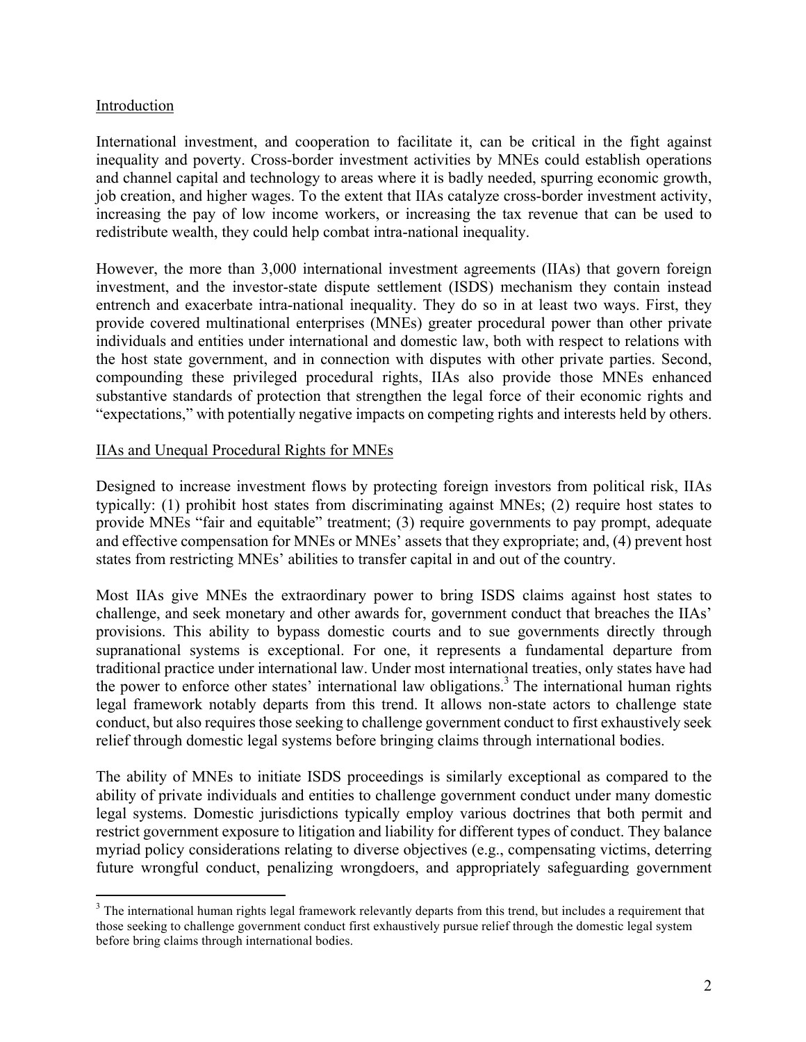Introduction

International investment, and cooperation to facilitate it, can be critical in the fight against inequality and poverty. Cross-border investment activities by MNEs could establish operations and channel capital and technology to areas where it is badly needed, spurring economic growth, job creation, and higher wages. To the extent that IIAs catalyze cross-border investment activity, increasing the pay of low income workers, or increasing the tax revenue that can be used to redistribute wealth, they could help combat intra-national inequality.

However, the more than 3,000 international investment agreements (IIAs) that govern foreign investment, and the investor-state dispute settlement (ISDS) mechanism they contain instead entrench and exacerbate intra-national inequality. They do so in at least two ways. First, they provide covered multinational enterprises (MNEs) greater procedural power than other private individuals and entities under international and domestic law, both with respect to relations with the host state government, and in connection with disputes with other private parties. Second, compounding these privileged procedural rights, IIAs also provide those MNEs enhanced substantive standards of protection that strengthen the legal force of their economic rights and "expectations," with potentially negative impacts on competing rights and interests held by others.

IIAs and Unequal Procedural Rights for MNEs

Designed to increase investment flows by protecting foreign investors from political risk, IIAs typically: (1) prohibit host states from discriminating against MNEs; (2) require host states to provide MNEs "fair and equitable" treatment; (3) require governments to pay prompt, adequate and effective compensation for MNEs or MNEs' assets that they expropriate; and, (4) prevent host states from restricting MNEs' abilities to transfer capital in and out of the country.

Most IIAs give MNEs the extraordinary power to bring ISDS claims against host states to challenge, and seek monetary and other awards for, government conduct that breaches the IIAs' provisions. This ability to bypass domestic courts and to sue governments directly through supranational systems is exceptional. For one, it represents a fundamental departure from traditional practice under international law. Under most international treaties, only states have had the power to enforce other states' international law obligations.[3] The international human rights legal framework notably departs from this trend. It allows non-state actors to challenge state conduct, but also requires those seeking to challenge government conduct to first exhaustively seek relief through domestic legal systems before bringing claims through international bodies.

The ability of MNEs to initiate ISDS proceedings is similarly exceptional as compared to the ability of private individuals and entities to challenge government conduct under many domestic legal systems. Domestic jurisdictions typically employ various doctrines that both permit and restrict government exposure to litigation and liability for different types of conduct. They balance myriad policy considerations relating to diverse objectives (e.g., compensating victims, deterring future wrongful conduct, penalizing wrongdoers, and appropriately safeguarding government

[3] The international human rights legal framework relevantly departs from this trend, but includes a requirement that those seeking to challenge government conduct first exhaustively pursue relief through the domestic legal system before bring claims through international bodies.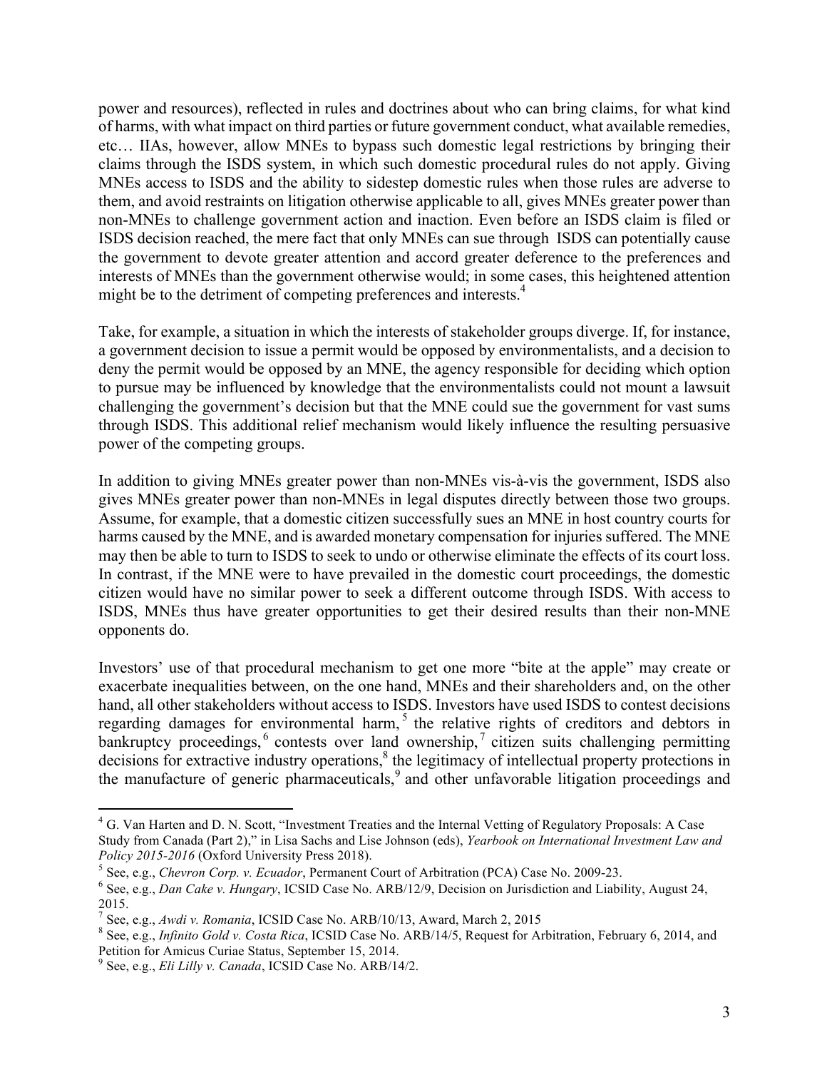power and resources), reflected in rules and doctrines about who can bring claims, for what kind of harms, with what impact on third parties or future government conduct, what available remedies, etc… IIAs, however, allow MNEs to bypass such domestic legal restrictions by bringing their claims through the ISDS system, in which such domestic procedural rules do not apply. Giving MNEs access to ISDS and the ability to sidestep domestic rules when those rules are adverse to them, and avoid restraints on litigation otherwise applicable to all, gives MNEs greater power than non-MNEs to challenge government action and inaction. Even before an ISDS claim is filed or ISDS decision reached, the mere fact that only MNEs can sue through ISDS can potentially cause the government to devote greater attention and accord greater deference to the preferences and interests of MNEs than the government otherwise would; in some cases, this heightened attention might be to the detriment of competing preferences and interests.[4]

Take, for example, a situation in which the interests of stakeholder groups diverge. If, for instance, a government decision to issue a permit would be opposed by environmentalists, and a decision to deny the permit would be opposed by an MNE, the agency responsible for deciding which option to pursue may be influenced by knowledge that the environmentalists could not mount a lawsuit challenging the government's decision but that the MNE could sue the government for vast sums through ISDS. This additional relief mechanism would likely influence the resulting persuasive power of the competing groups.

In addition to giving MNEs greater power than non-MNEs vis-à-vis the government, ISDS also gives MNEs greater power than non-MNEs in legal disputes directly between those two groups. Assume, for example, that a domestic citizen successfully sues an MNE in host country courts for harms caused by the MNE, and is awarded monetary compensation for injuries suffered. The MNE may then be able to turn to ISDS to seek to undo or otherwise eliminate the effects of its court loss. In contrast, if the MNE were to have prevailed in the domestic court proceedings, the domestic citizen would have no similar power to seek a different outcome through ISDS. With access to ISDS, MNEs thus have greater opportunities to get their desired results than their non-MNE opponents do.

Investors' use of that procedural mechanism to get one more "bite at the apple" may create or exacerbate inequalities between, on the one hand, MNEs and their shareholders and, on the other hand, all other stakeholders without access to ISDS. Investors have used ISDS to contest decisions regarding damages for environmental harm,[5] the relative rights of creditors and debtors in bankruptcy proceedings,[6] contests over land ownership,[7] citizen suits challenging permitting decisions for extractive industry operations,[8] the legitimacy of intellectual property protections in the manufacture of generic pharmaceuticals,[9] and other unfavorable litigation proceedings and

---

[4] G. Van Harten and D. N. Scott, "Investment Treaties and the Internal Vetting of Regulatory Proposals: A Case Study from Canada (Part 2)," in Lisa Sachs and Lise Johnson (eds), *Yearbook on International Investment Law and Policy 2015-2016* (Oxford University Press 2018).

[5] See, e.g., *Chevron Corp. v. Ecuador*, Permanent Court of Arbitration (PCA) Case No. 2009-23.

[6] See, e.g., *Dan Cake v. Hungary*, ICSID Case No. ARB/12/9, Decision on Jurisdiction and Liability, August 24, 2015.

[7] See, e.g., *Awdi v. Romania*, ICSID Case No. ARB/10/13, Award, March 2, 2015

[8] See, e.g., *Infinito Gold v. Costa Rica*, ICSID Case No. ARB/14/5, Request for Arbitration, February 6, 2014, and Petition for Amicus Curiae Status, September 15, 2014.

[9] See, e.g., *Eli Lilly v. Canada*, ICSID Case No. ARB/14/2.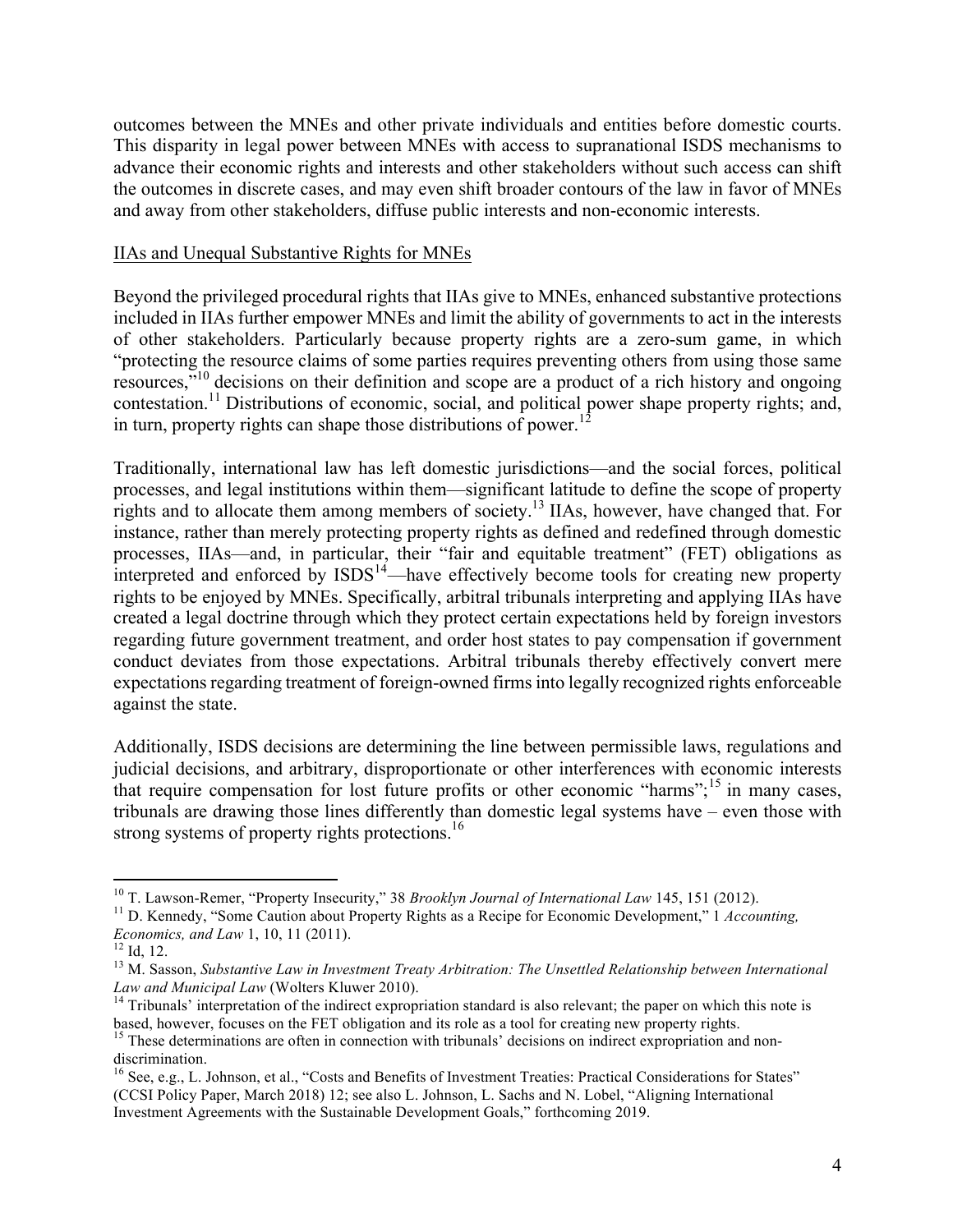outcomes between the MNEs and other private individuals and entities before domestic courts. This disparity in legal power between MNEs with access to supranational ISDS mechanisms to advance their economic rights and interests and other stakeholders without such access can shift the outcomes in discrete cases, and may even shift broader contours of the law in favor of MNEs and away from other stakeholders, diffuse public interests and non-economic interests.

IIAs and Unequal Substantive Rights for MNEs

Beyond the privileged procedural rights that IIAs give to MNEs, enhanced substantive protections included in IIAs further empower MNEs and limit the ability of governments to act in the interests of other stakeholders. Particularly because property rights are a zero-sum game, in which "protecting the resource claims of some parties requires preventing others from using those same resources,"[10] decisions on their definition and scope are a product of a rich history and ongoing contestation.[11] Distributions of economic, social, and political power shape property rights; and, in turn, property rights can shape those distributions of power.[12]

Traditionally, international law has left domestic jurisdictions—and the social forces, political processes, and legal institutions within them—significant latitude to define the scope of property rights and to allocate them among members of society.[13] IIAs, however, have changed that. For instance, rather than merely protecting property rights as defined and redefined through domestic processes, IIAs—and, in particular, their "fair and equitable treatment" (FET) obligations as interpreted and enforced by ISDS[14]—have effectively become tools for creating new property rights to be enjoyed by MNEs. Specifically, arbitral tribunals interpreting and applying IIAs have created a legal doctrine through which they protect certain expectations held by foreign investors regarding future government treatment, and order host states to pay compensation if government conduct deviates from those expectations. Arbitral tribunals thereby effectively convert mere expectations regarding treatment of foreign-owned firms into legally recognized rights enforceable against the state.

Additionally, ISDS decisions are determining the line between permissible laws, regulations and judicial decisions, and arbitrary, disproportionate or other interferences with economic interests that require compensation for lost future profits or other economic "harms";[15] in many cases, tribunals are drawing those lines differently than domestic legal systems have – even those with strong systems of property rights protections.[16]

---

[10] T. Lawson-Remer, "Property Insecurity," 38 *Brooklyn Journal of International Law* 145, 151 (2012).

[11] D. Kennedy, "Some Caution about Property Rights as a Recipe for Economic Development," 1 *Accounting, Economics, and Law* 1, 10, 11 (2011).

[12] Id, 12.

[13] M. Sasson, *Substantive Law in Investment Treaty Arbitration: The Unsettled Relationship between International Law and Municipal Law* (Wolters Kluwer 2010).

[14] Tribunals' interpretation of the indirect expropriation standard is also relevant; the paper on which this note is based, however, focuses on the FET obligation and its role as a tool for creating new property rights.

[15] These determinations are often in connection with tribunals' decisions on indirect expropriation and non-discrimination.

[16] See, e.g., L. Johnson, et al., "Costs and Benefits of Investment Treaties: Practical Considerations for States" (CCSI Policy Paper, March 2018) 12; see also L. Johnson, L. Sachs and N. Lobel, "Aligning International Investment Agreements with the Sustainable Development Goals," forthcoming 2019.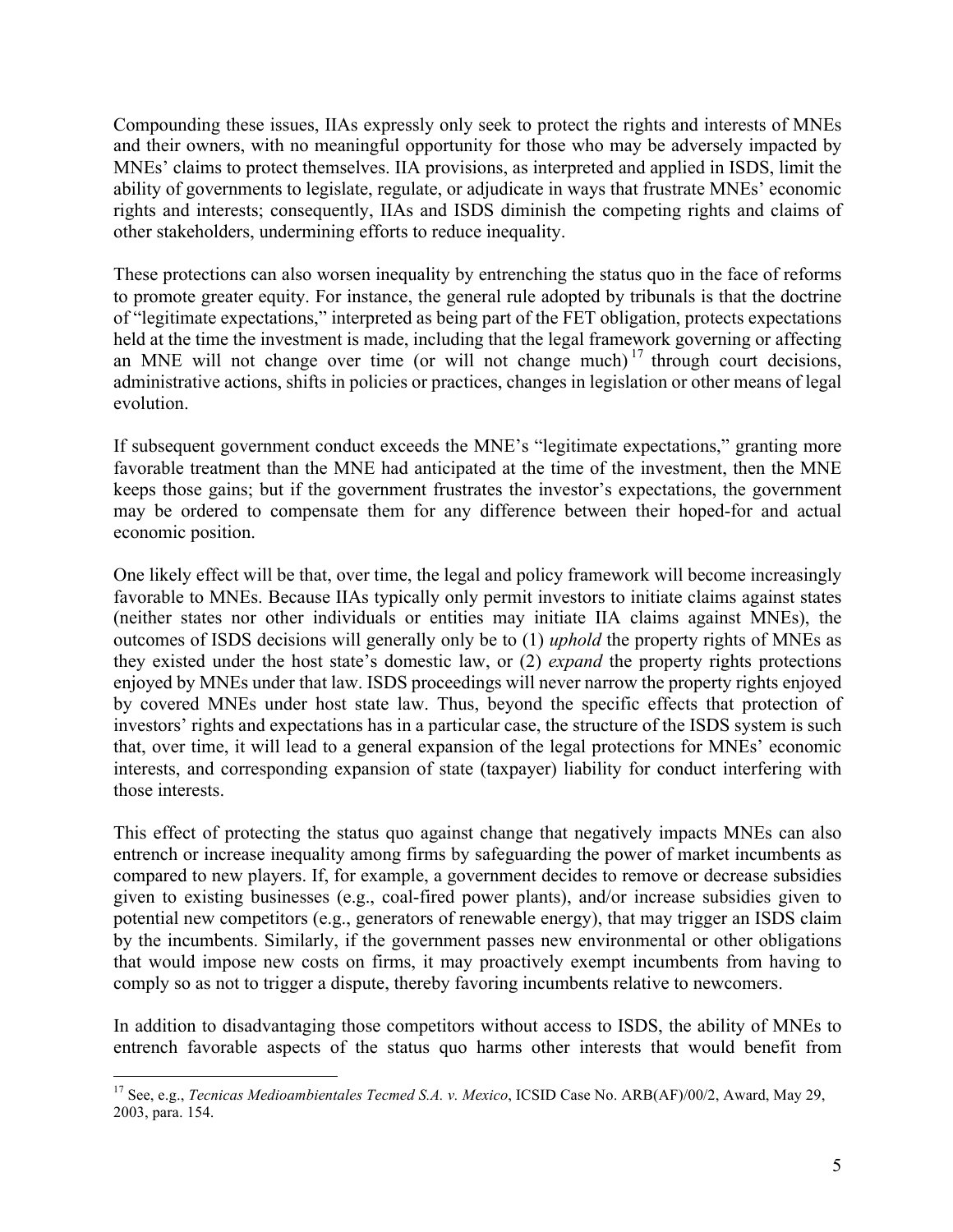Compounding these issues, IIAs expressly only seek to protect the rights and interests of MNEs and their owners, with no meaningful opportunity for those who may be adversely impacted by MNEs' claims to protect themselves. IIA provisions, as interpreted and applied in ISDS, limit the ability of governments to legislate, regulate, or adjudicate in ways that frustrate MNEs' economic rights and interests; consequently, IIAs and ISDS diminish the competing rights and claims of other stakeholders, undermining efforts to reduce inequality.

These protections can also worsen inequality by entrenching the status quo in the face of reforms to promote greater equity. For instance, the general rule adopted by tribunals is that the doctrine of "legitimate expectations," interpreted as being part of the FET obligation, protects expectations held at the time the investment is made, including that the legal framework governing or affecting an MNE will not change over time (or will not change much)[17] through court decisions, administrative actions, shifts in policies or practices, changes in legislation or other means of legal evolution.

If subsequent government conduct exceeds the MNE's "legitimate expectations," granting more favorable treatment than the MNE had anticipated at the time of the investment, then the MNE keeps those gains; but if the government frustrates the investor's expectations, the government may be ordered to compensate them for any difference between their hoped-for and actual economic position.

One likely effect will be that, over time, the legal and policy framework will become increasingly favorable to MNEs. Because IIAs typically only permit investors to initiate claims against states (neither states nor other individuals or entities may initiate IIA claims against MNEs), the outcomes of ISDS decisions will generally only be to (1) *uphold* the property rights of MNEs as they existed under the host state's domestic law, or (2) *expand* the property rights protections enjoyed by MNEs under that law. ISDS proceedings will never narrow the property rights enjoyed by covered MNEs under host state law. Thus, beyond the specific effects that protection of investors' rights and expectations has in a particular case, the structure of the ISDS system is such that, over time, it will lead to a general expansion of the legal protections for MNEs' economic interests, and corresponding expansion of state (taxpayer) liability for conduct interfering with those interests.

This effect of protecting the status quo against change that negatively impacts MNEs can also entrench or increase inequality among firms by safeguarding the power of market incumbents as compared to new players. If, for example, a government decides to remove or decrease subsidies given to existing businesses (e.g., coal-fired power plants), and/or increase subsidies given to potential new competitors (e.g., generators of renewable energy), that may trigger an ISDS claim by the incumbents. Similarly, if the government passes new environmental or other obligations that would impose new costs on firms, it may proactively exempt incumbents from having to comply so as not to trigger a dispute, thereby favoring incumbents relative to newcomers.

In addition to disadvantaging those competitors without access to ISDS, the ability of MNEs to entrench favorable aspects of the status quo harms other interests that would benefit from

---

[17] See, e.g., *Tecnicas Medioambientales Tecmed S.A. v. Mexico*, ICSID Case No. ARB(AF)/00/2, Award, May 29, 2003, para. 154.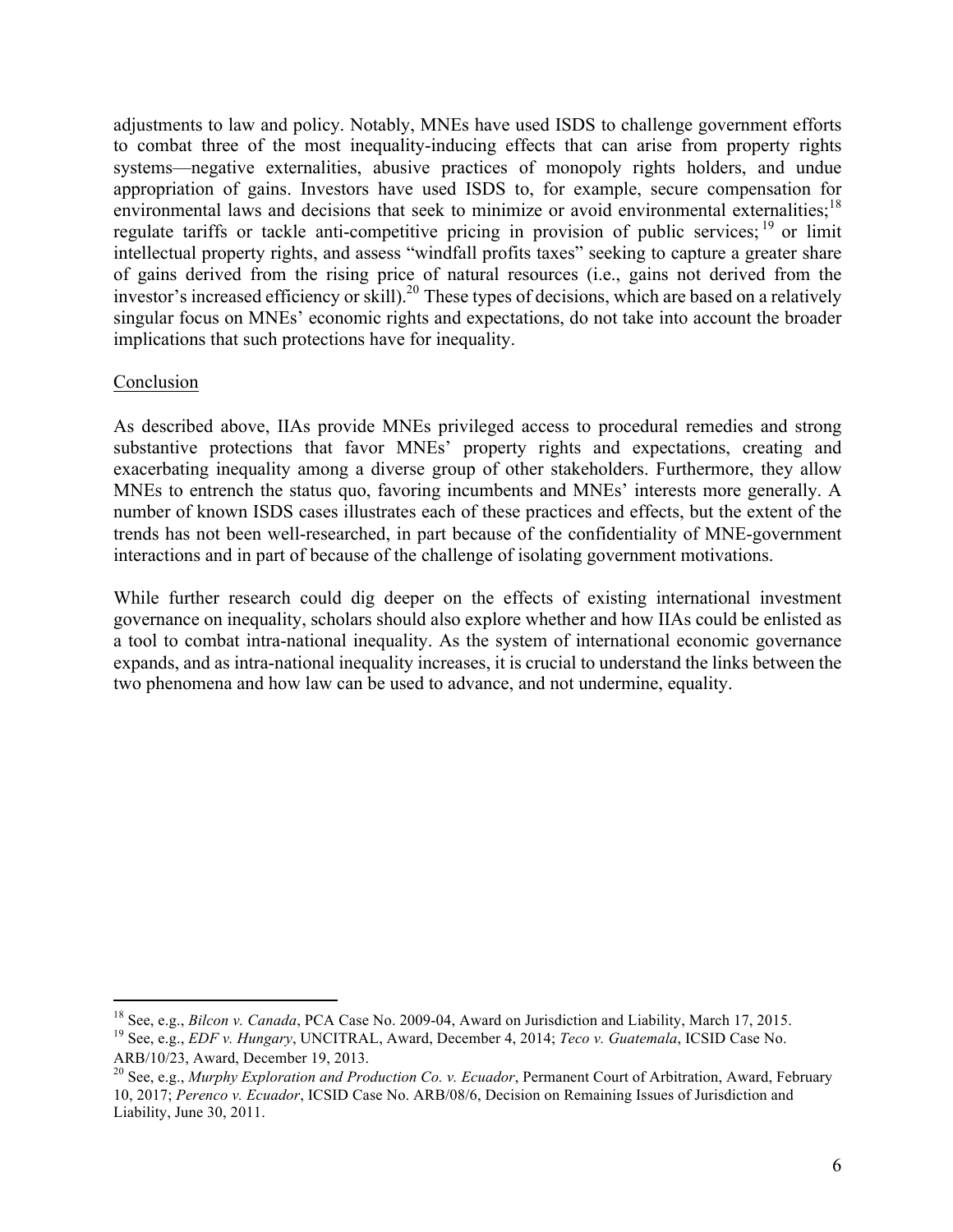adjustments to law and policy. Notably, MNEs have used ISDS to challenge government efforts to combat three of the most inequality-inducing effects that can arise from property rights systems—negative externalities, abusive practices of monopoly rights holders, and undue appropriation of gains. Investors have used ISDS to, for example, secure compensation for environmental laws and decisions that seek to minimize or avoid environmental externalities;[18] regulate tariffs or tackle anti-competitive pricing in provision of public services;[19] or limit intellectual property rights, and assess "windfall profits taxes" seeking to capture a greater share of gains derived from the rising price of natural resources (i.e., gains not derived from the investor's increased efficiency or skill).[20] These types of decisions, which are based on a relatively singular focus on MNEs' economic rights and expectations, do not take into account the broader implications that such protections have for inequality.

## Conclusion

As described above, IIAs provide MNEs privileged access to procedural remedies and strong substantive protections that favor MNEs' property rights and expectations, creating and exacerbating inequality among a diverse group of other stakeholders. Furthermore, they allow MNEs to entrench the status quo, favoring incumbents and MNEs' interests more generally. A number of known ISDS cases illustrates each of these practices and effects, but the extent of the trends has not been well-researched, in part because of the confidentiality of MNE-government interactions and in part of because of the challenge of isolating government motivations.

While further research could dig deeper on the effects of existing international investment governance on inequality, scholars should also explore whether and how IIAs could be enlisted as a tool to combat intra-national inequality. As the system of international economic governance expands, and as intra-national inequality increases, it is crucial to understand the links between the two phenomena and how law can be used to advance, and not undermine, equality.

---

[18] See, e.g., *Bilcon v. Canada*, PCA Case No. 2009-04, Award on Jurisdiction and Liability, March 17, 2015.

[19] See, e.g., *EDF v. Hungary*, UNCITRAL, Award, December 4, 2014; *Teco v. Guatemala*, ICSID Case No. ARB/10/23, Award, December 19, 2013.

[20] See, e.g., *Murphy Exploration and Production Co. v. Ecuador*, Permanent Court of Arbitration, Award, February 10, 2017; *Perenco v. Ecuador*, ICSID Case No. ARB/08/6, Decision on Remaining Issues of Jurisdiction and Liability, June 30, 2011.